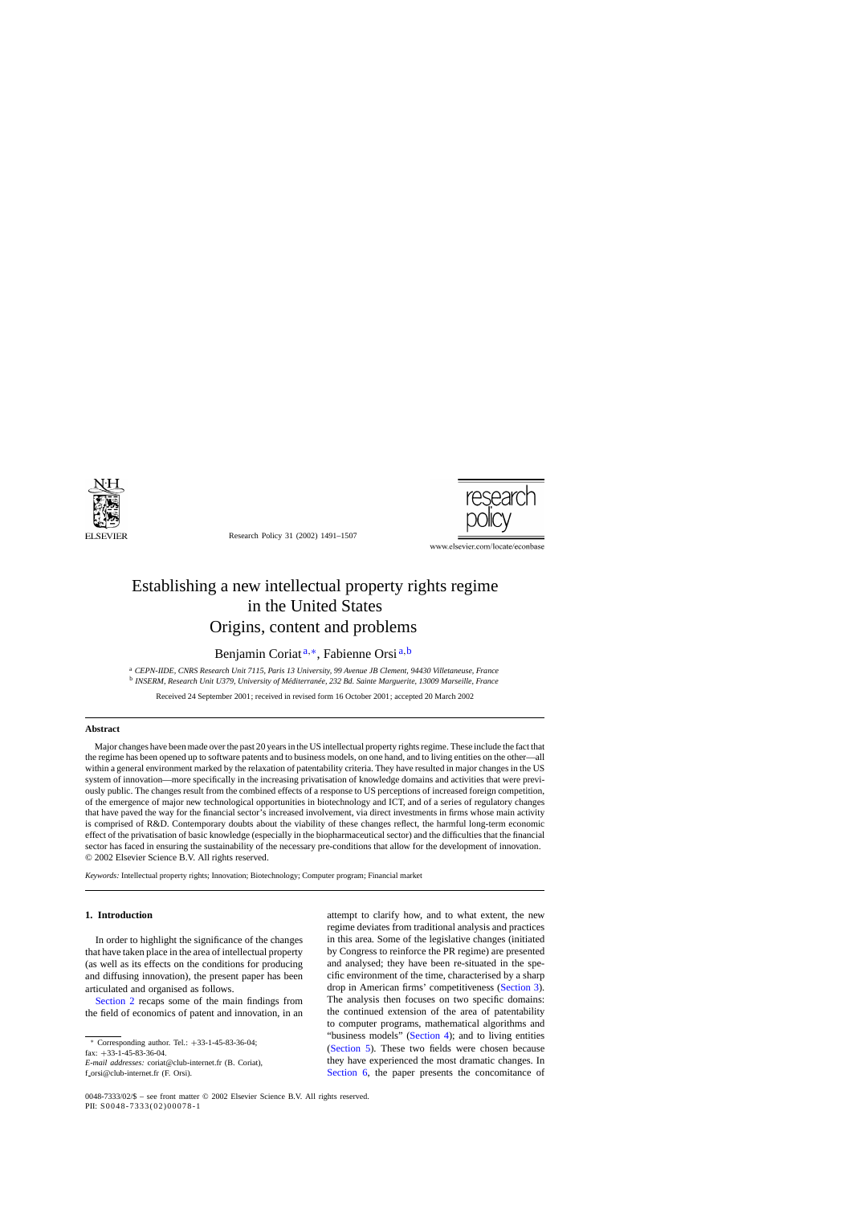# Establishing a new intellectual property rights regime in the United States

## Origins, content and problems

Benjamin Coriat[a,*], Fabienne Orsi[a,b]

[a] *CEPN-IIDE, CNRS Research Unit 7115, Paris 13 University, 99 Avenue JB Clement, 94430 Villetaneuse, France*

[b] *INSERM, Research Unit U379, University of Méditerranée, 232 Bd. Sainte Marguerite, 13009 Marseille, France*

Received 24 September 2001; received in revised form 16 October 2001; accepted 20 March 2002

### Abstract

Major changes have been made over the past 20 years in the US intellectual property rights regime. These include the fact that the regime has been opened up to software patents and to business models, on one hand, and to living entities on the other—all within a general environment marked by the relaxation of patentability criteria. They have resulted in major changes in the US system of innovation—more specifically in the increasing privatisation of knowledge domains and activities that were previously public. The changes result from the combined effects of a response to US perceptions of increased foreign competition, of the emergence of major new technological opportunities in biotechnology and ICT, and of a series of regulatory changes that have paved the way for the financial sector's increased involvement, via direct investments in firms whose main activity is comprised of R&D. Contemporary doubts about the viability of these changes reflect, the harmful long-term economic effect of the privatisation of basic knowledge (especially in the biopharmaceutical sector) and the difficulties that the financial sector has faced in ensuring the sustainability of the necessary pre-conditions that allow for the development of innovation.
© 2002 Elsevier Science B.V. All rights reserved.

*Keywords:* Intellectual property rights; Innovation; Biotechnology; Computer program; Financial market

## 1. Introduction

In order to highlight the significance of the changes that have taken place in the area of intellectual property (as well as its effects on the conditions for producing and diffusing innovation), the present paper has been articulated and organised as follows.

Section 2 recaps some of the main findings from the field of economics of patent and innovation, in an attempt to clarify how, and to what extent, the new regime deviates from traditional analysis and practices in this area. Some of the legislative changes (initiated by Congress to reinforce the PR regime) are presented and analysed; they have been re-situated in the specific environment of the time, characterised by a sharp drop in American firms' competitiveness (Section 3). The analysis then focuses on two specific domains: the continued extension of the area of patentability to computer programs, mathematical algorithms and "business models" (Section 4); and to living entities (Section 5). These two fields were chosen because they have experienced the most dramatic changes. In Section 6, the paper presents the concomitance of

---

* Corresponding author. Tel.: +33-1-45-83-36-04;
fax: +33-1-45-83-36-04.
*E-mail addresses:* coriat@club-internet.fr (B. Coriat), f_orsi@club-internet.fr (F. Orsi).

0048-7333/02/$ – see front matter © 2002 Elsevier Science B.V. All rights reserved.
PII: S0048-7333(02)00078-1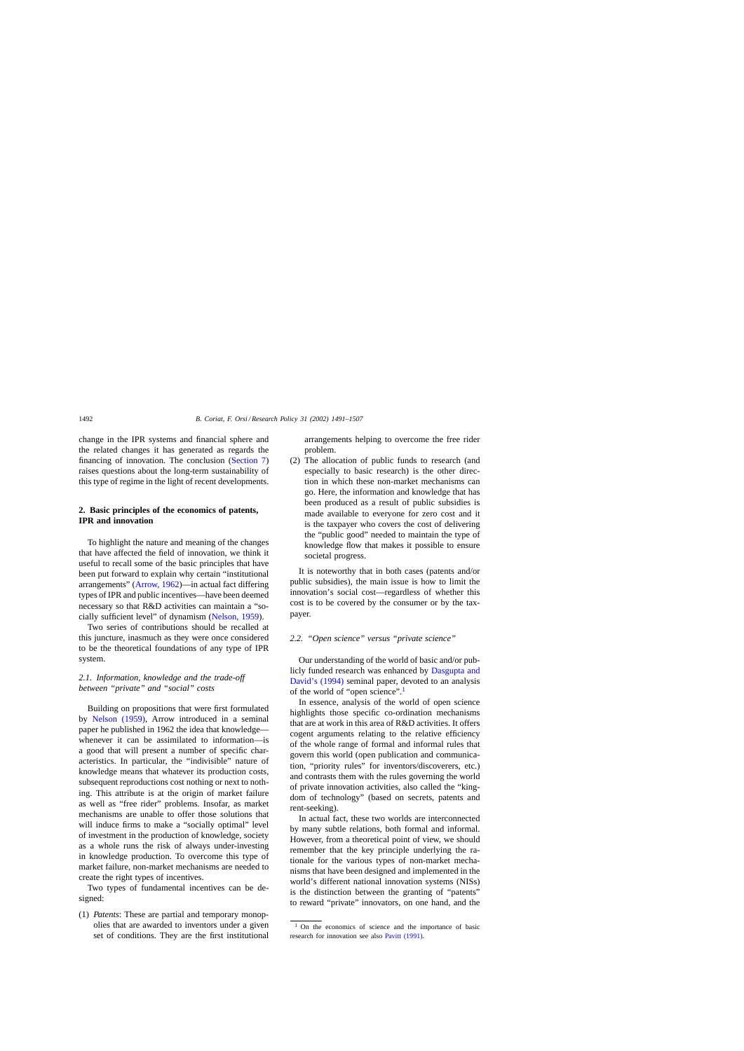change in the IPR systems and financial sphere and the related changes it has generated as regards the financing of innovation. The conclusion (Section 7) raises questions about the long-term sustainability of this type of regime in the light of recent developments.

## 2. Basic principles of the economics of patents, IPR and innovation

To highlight the nature and meaning of the changes that have affected the field of innovation, we think it useful to recall some of the basic principles that have been put forward to explain why certain "institutional arrangements" (Arrow, 1962)—in actual fact differing types of IPR and public incentives—have been deemed necessary so that R&D activities can maintain a "socially sufficient level" of dynamism (Nelson, 1959).

Two series of contributions should be recalled at this juncture, inasmuch as they were once considered to be the theoretical foundations of any type of IPR system.

### *2.1. Information, knowledge and the trade-off between "private" and "social" costs*

Building on propositions that were first formulated by Nelson (1959), Arrow introduced in a seminal paper he published in 1962 the idea that knowledge—whenever it can be assimilated to information—is a good that will present a number of specific characteristics. In particular, the "indivisible" nature of knowledge means that whatever its production costs, subsequent reproductions cost nothing or next to nothing. This attribute is at the origin of market failure as well as "free rider" problems. Insofar, as market mechanisms are unable to offer those solutions that will induce firms to make a "socially optimal" level of investment in the production of knowledge, society as a whole runs the risk of always under-investing in knowledge production. To overcome this type of market failure, non-market mechanisms are needed to create the right types of incentives.

Two types of fundamental incentives can be designed:

(1) *Patents*: These are partial and temporary monopolies that are awarded to inventors under a given set of conditions. They are the first institutional arrangements helping to overcome the free rider problem.

(2) The allocation of public funds to research (and especially to basic research) is the other direction in which these non-market mechanisms can go. Here, the information and knowledge that has been produced as a result of public subsidies is made available to everyone for zero cost and it is the taxpayer who covers the cost of delivering the "public good" needed to maintain the type of knowledge flow that makes it possible to ensure societal progress.

It is noteworthy that in both cases (patents and/or public subsidies), the main issue is how to limit the innovation's social cost—regardless of whether this cost is to be covered by the consumer or by the taxpayer.

### *2.2. "Open science" versus "private science"*

Our understanding of the world of basic and/or publicly funded research was enhanced by Dasgupta and David's (1994) seminal paper, devoted to an analysis of the world of "open science".[1]

In essence, analysis of the world of open science highlights those specific co-ordination mechanisms that are at work in this area of R&D activities. It offers cogent arguments relating to the relative efficiency of the whole range of formal and informal rules that govern this world (open publication and communication, "priority rules" for inventors/discoverers, etc.) and contrasts them with the rules governing the world of private innovation activities, also called the "kingdom of technology" (based on secrets, patents and rent-seeking).

In actual fact, these two worlds are interconnected by many subtle relations, both formal and informal. However, from a theoretical point of view, we should remember that the key principle underlying the rationale for the various types of non-market mechanisms that have been designed and implemented in the world's different national innovation systems (NISs) is the distinction between the granting of "patents" to reward "private" innovators, on one hand, and the

[1] On the economics of science and the importance of basic research for innovation see also Pavitt (1991).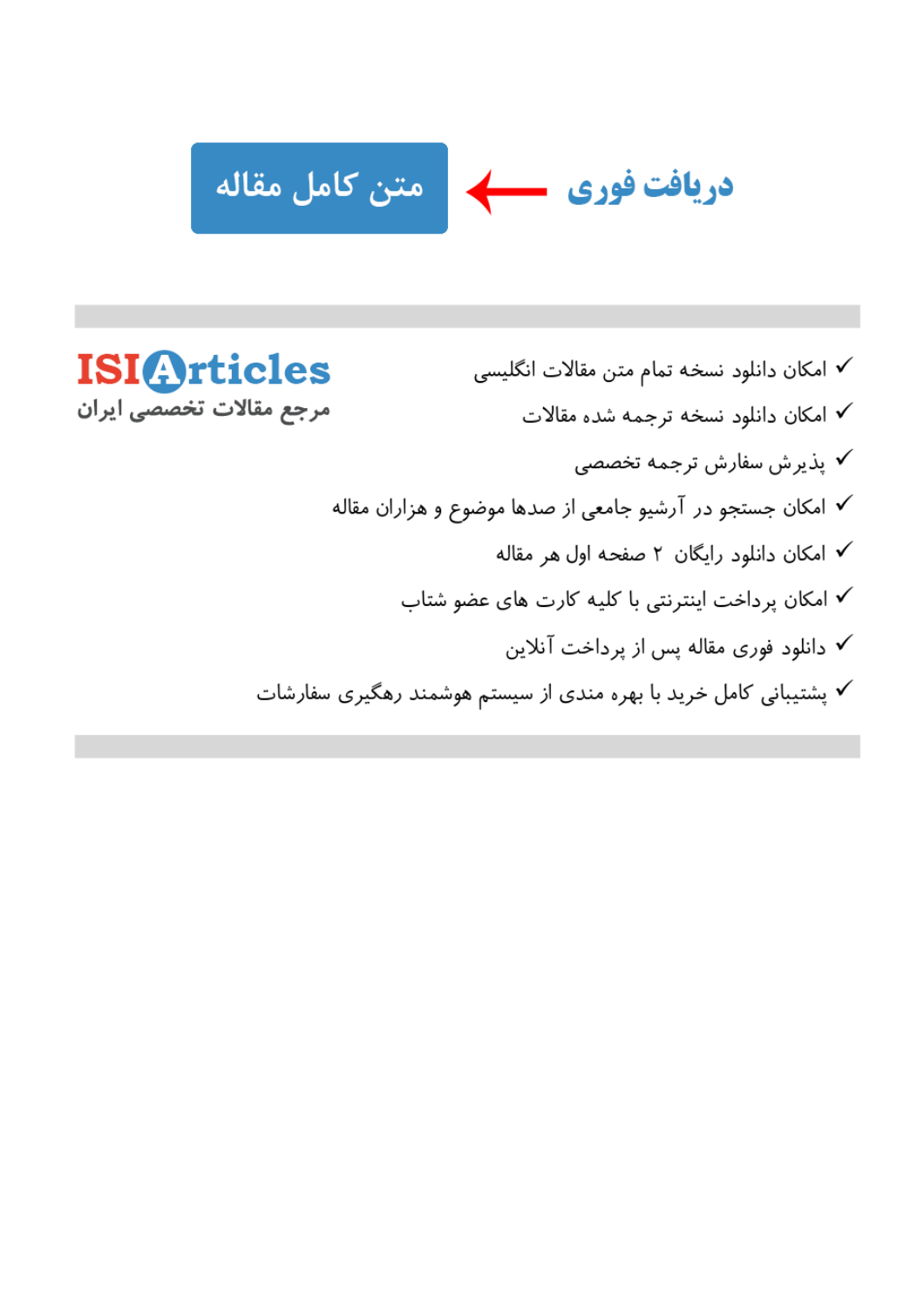دریافت فوری ← متن کامل مقاله

**ISIArticles**
مرجع مقالات تخصصی ایران

- ✓ امکان دانلود نسخه تمام متن مقالات انگلیسی
- ✓ امکان دانلود نسخه ترجمه شده مقالات
- ✓ پذیرش سفارش ترجمه تخصصی
- ✓ امکان جستجو در آرشیو جامعی از صدها موضوع و هزاران مقاله
- ✓ امکان دانلود رایگان ۲ صفحه اول هر مقاله
- ✓ امکان پرداخت اینترنتی با کلیه کارت های عضو شتاب
- ✓ دانلود فوری مقاله پس از پرداخت آنلاین
- ✓ پشتیبانی کامل خرید با بهره مندی از سیستم هوشمند رهگیری سفارشات